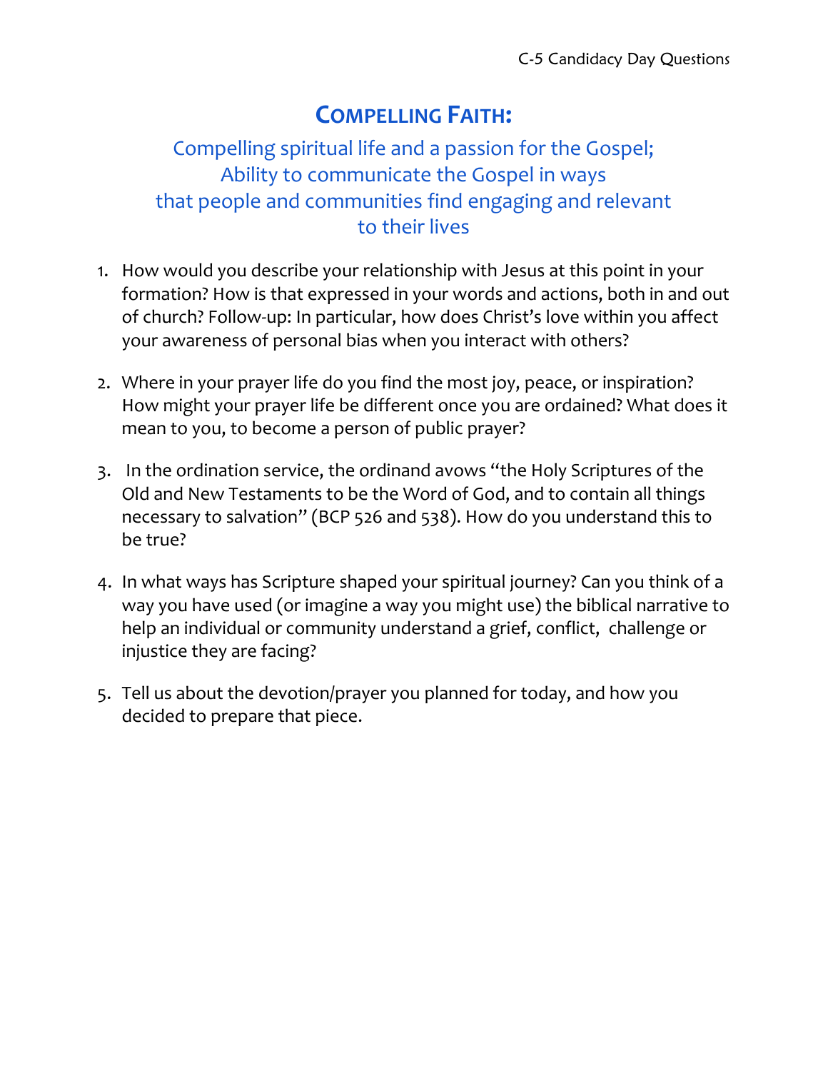C-5 Candidacy Day Questions

# COMPELLING FAITH:

## Compelling spiritual life and a passion for the Gospel; Ability to communicate the Gospel in ways that people and communities find engaging and relevant to their lives

1. How would you describe your relationship with Jesus at this point in your formation? How is that expressed in your words and actions, both in and out of church? Follow-up: In particular, how does Christ's love within you affect your awareness of personal bias when you interact with others?

2. Where in your prayer life do you find the most joy, peace, or inspiration? How might your prayer life be different once you are ordained? What does it mean to you, to become a person of public prayer?

3. In the ordination service, the ordinand avows "the Holy Scriptures of the Old and New Testaments to be the Word of God, and to contain all things necessary to salvation" (BCP 526 and 538). How do you understand this to be true?

4. In what ways has Scripture shaped your spiritual journey? Can you think of a way you have used (or imagine a way you might use) the biblical narrative to help an individual or community understand a grief, conflict, challenge or injustice they are facing?

5. Tell us about the devotion/prayer you planned for today, and how you decided to prepare that piece.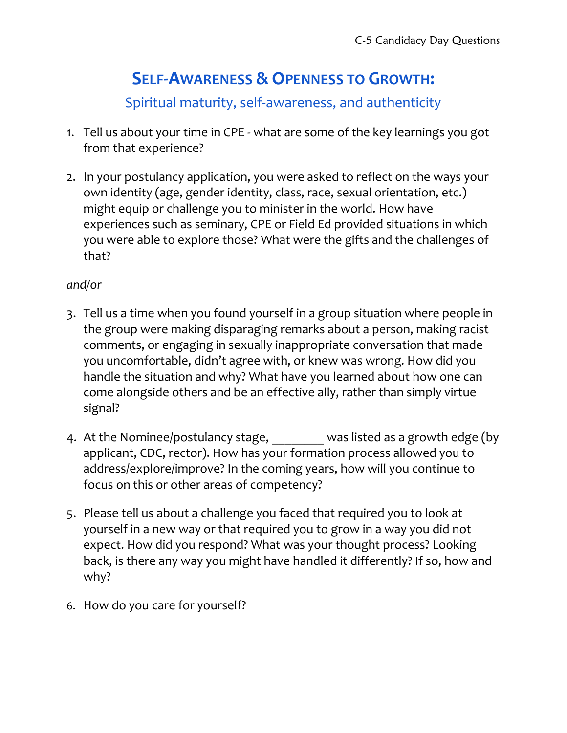# SELF-AWARENESS & OPENNESS TO GROWTH:

## Spiritual maturity, self-awareness, and authenticity

1. Tell us about your time in CPE - what are some of the key learnings you got from that experience?

2. In your postulancy application, you were asked to reflect on the ways your own identity (age, gender identity, class, race, sexual orientation, etc.) might equip or challenge you to minister in the world. How have experiences such as seminary, CPE or Field Ed provided situations in which you were able to explore those? What were the gifts and the challenges of that?

*and/or*

3. Tell us a time when you found yourself in a group situation where people in the group were making disparaging remarks about a person, making racist comments, or engaging in sexually inappropriate conversation that made you uncomfortable, didn't agree with, or knew was wrong. How did you handle the situation and why? What have you learned about how one can come alongside others and be an effective ally, rather than simply virtue signal?

4. At the Nominee/postulancy stage, ________ was listed as a growth edge (by applicant, CDC, rector). How has your formation process allowed you to address/explore/improve? In the coming years, how will you continue to focus on this or other areas of competency?

5. Please tell us about a challenge you faced that required you to look at yourself in a new way or that required you to grow in a way you did not expect. How did you respond? What was your thought process? Looking back, is there any way you might have handled it differently? If so, how and why?

6. How do you care for yourself?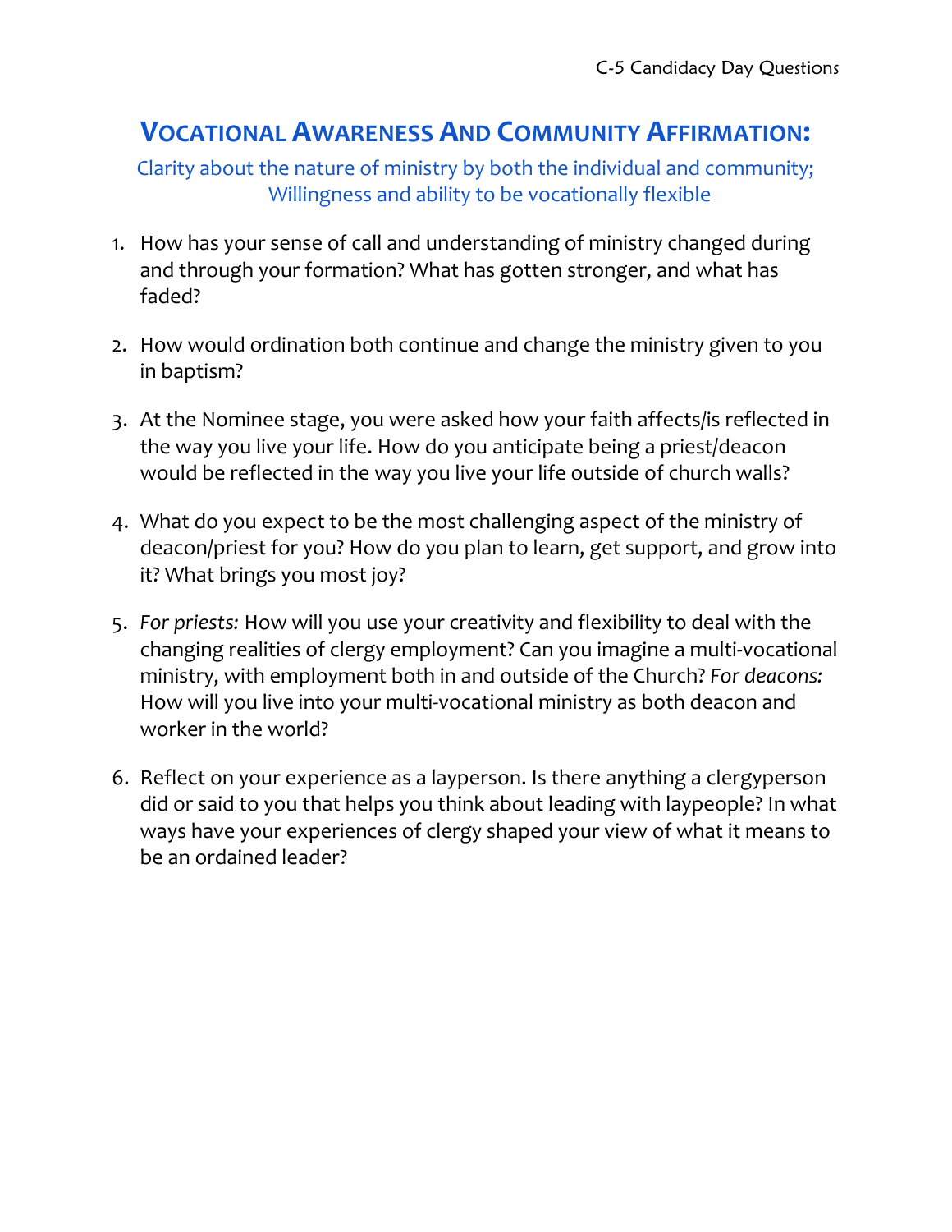## Vocational Awareness And Community Affirmation:

Clarity about the nature of ministry by both the individual and community; Willingness and ability to be vocationally flexible

1. How has your sense of call and understanding of ministry changed during and through your formation? What has gotten stronger, and what has faded?

2. How would ordination both continue and change the ministry given to you in baptism?

3. At the Nominee stage, you were asked how your faith affects/is reflected in the way you live your life. How do you anticipate being a priest/deacon would be reflected in the way you live your life outside of church walls?

4. What do you expect to be the most challenging aspect of the ministry of deacon/priest for you? How do you plan to learn, get support, and grow into it? What brings you most joy?

5. *For priests:* How will you use your creativity and flexibility to deal with the changing realities of clergy employment? Can you imagine a multi-vocational ministry, with employment both in and outside of the Church? *For deacons:* How will you live into your multi-vocational ministry as both deacon and worker in the world?

6. Reflect on your experience as a layperson. Is there anything a clergyperson did or said to you that helps you think about leading with laypeople? In what ways have your experiences of clergy shaped your view of what it means to be an ordained leader?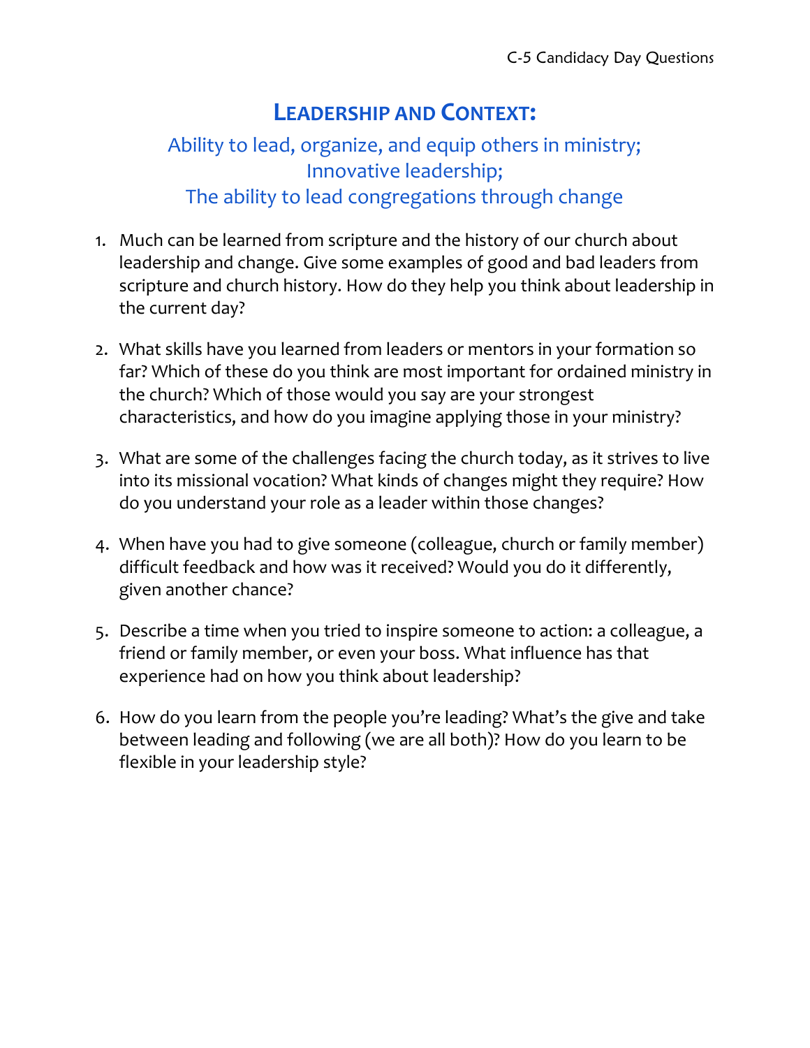# LEADERSHIP AND CONTEXT:

Ability to lead, organize, and equip others in ministry;
Innovative leadership;
The ability to lead congregations through change

1. Much can be learned from scripture and the history of our church about leadership and change. Give some examples of good and bad leaders from scripture and church history. How do they help you think about leadership in the current day?

2. What skills have you learned from leaders or mentors in your formation so far? Which of these do you think are most important for ordained ministry in the church? Which of those would you say are your strongest characteristics, and how do you imagine applying those in your ministry?

3. What are some of the challenges facing the church today, as it strives to live into its missional vocation? What kinds of changes might they require? How do you understand your role as a leader within those changes?

4. When have you had to give someone (colleague, church or family member) difficult feedback and how was it received? Would you do it differently, given another chance?

5. Describe a time when you tried to inspire someone to action: a colleague, a friend or family member, or even your boss. What influence has that experience had on how you think about leadership?

6. How do you learn from the people you're leading? What's the give and take between leading and following (we are all both)? How do you learn to be flexible in your leadership style?